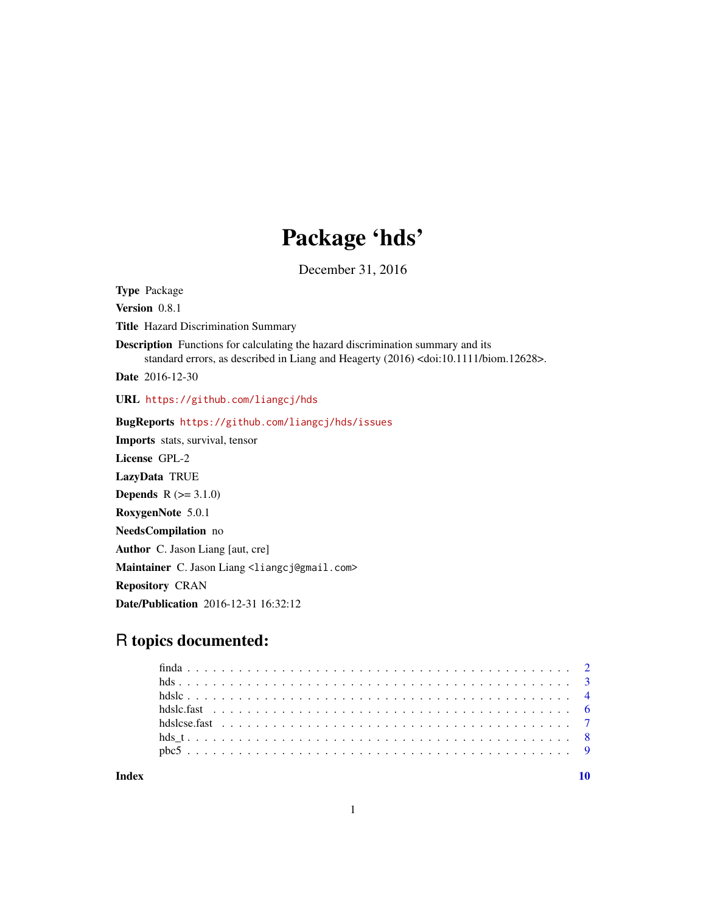# Package 'hds'

December 31, 2016

**Type** Package

**Version** 0.8.1

**Title** Hazard Discrimination Summary

**Description** Functions for calculating the hazard discrimination summary and its standard errors, as described in Liang and Heagerty (2016) <doi:10.1111/biom.12628>.

**Date** 2016-12-30

**URL** https://github.com/liangcj/hds

**BugReports** https://github.com/liangcj/hds/issues

**Imports** stats, survival, tensor

**License** GPL-2

**LazyData** TRUE

**Depends** R (>= 3.1.0)

**RoxygenNote** 5.0.1

**NeedsCompilation** no

**Author** C. Jason Liang [aut, cre]

**Maintainer** C. Jason Liang <liangcj@gmail.com>

**Repository** CRAN

**Date/Publication** 2016-12-31 16:32:12

## R topics documented:

- finda . . . . . . . . . . . . . . . . . . . . . . . . . . . . . . . . . . . . . . . . . . 2
- hds . . . . . . . . . . . . . . . . . . . . . . . . . . . . . . . . . . . . . . . . . . . 3
- hdslc . . . . . . . . . . . . . . . . . . . . . . . . . . . . . . . . . . . . . . . . . . 4
- hdslc.fast . . . . . . . . . . . . . . . . . . . . . . . . . . . . . . . . . . . . . . . 6
- hdslcse.fast . . . . . . . . . . . . . . . . . . . . . . . . . . . . . . . . . . . . . . 7
- hds_t . . . . . . . . . . . . . . . . . . . . . . . . . . . . . . . . . . . . . . . . . . 8
- pbc5 . . . . . . . . . . . . . . . . . . . . . . . . . . . . . . . . . . . . . . . . . . 9

**Index** **10**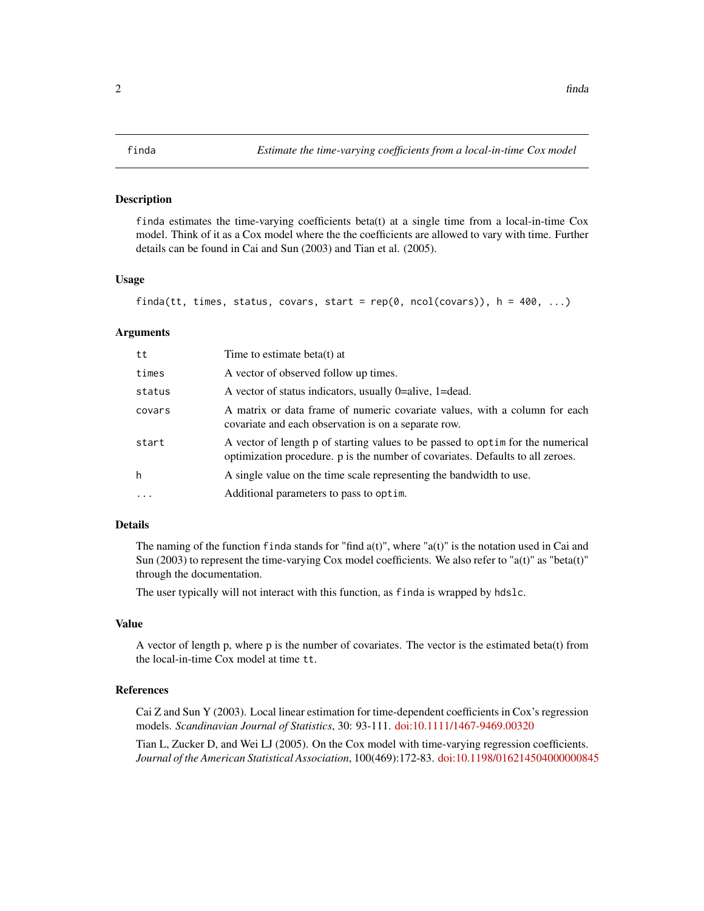# finda — *Estimate the time-varying coefficients from a local-in-time Cox model*

## Description

`finda` estimates the time-varying coefficients beta(t) at a single time from a local-in-time Cox model. Think of it as a Cox model where the the coefficients are allowed to vary with time. Further details can be found in Cai and Sun (2003) and Tian et al. (2005).

## Usage

```
finda(tt, times, status, covars, start = rep(0, ncol(covars)), h = 400, ...)
```

## Arguments

| | |
|---|---|
| `tt` | Time to estimate beta(t) at |
| `times` | A vector of observed follow up times. |
| `status` | A vector of status indicators, usually 0=alive, 1=dead. |
| `covars` | A matrix or data frame of numeric covariate values, with a column for each covariate and each observation is on a separate row. |
| `start` | A vector of length p of starting values to be passed to `optim` for the numerical optimization procedure. p is the number of covariates. Defaults to all zeroes. |
| `h` | A single value on the time scale representing the bandwidth to use. |
| `...` | Additional parameters to pass to `optim`. |

## Details

The naming of the function `finda` stands for "find a(t)", where "a(t)" is the notation used in Cai and Sun (2003) to represent the time-varying Cox model coefficients. We also refer to "a(t)" as "beta(t)" through the documentation.

The user typically will not interact with this function, as `finda` is wrapped by `hdslc`.

## Value

A vector of length p, where p is the number of covariates. The vector is the estimated beta(t) from the local-in-time Cox model at time `tt`.

## References

Cai Z and Sun Y (2003). Local linear estimation for time-dependent coefficients in Cox's regression models. *Scandinavian Journal of Statistics*, 30: 93-111. doi:10.1111/1467-9469.00320

Tian L, Zucker D, and Wei LJ (2005). On the Cox model with time-varying regression coefficients. *Journal of the American Statistical Association*, 100(469):172-83. doi:10.1198/016214504000000845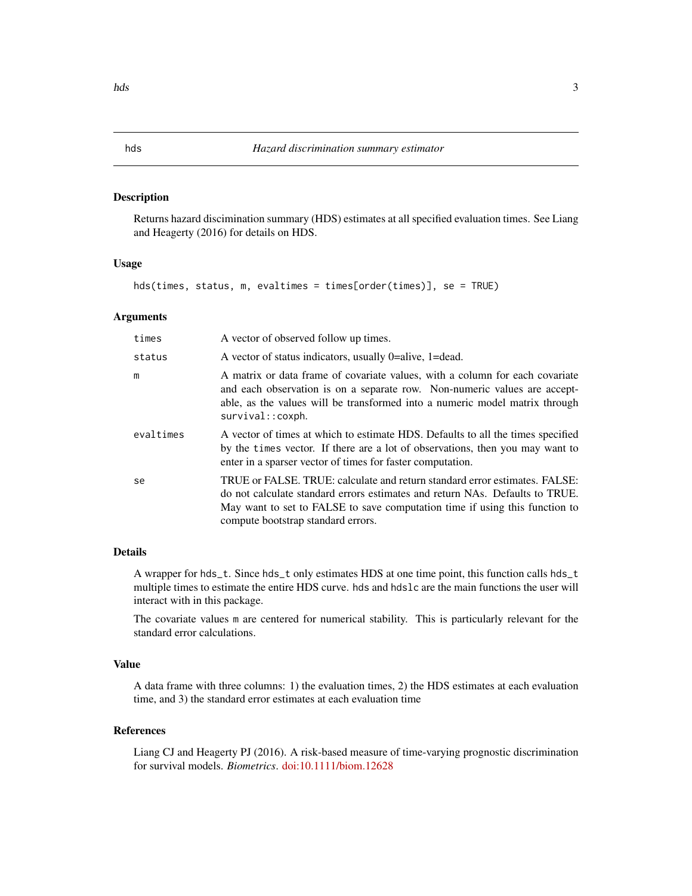# hds — *Hazard discrimination summary estimator*

## Description

Returns hazard discimination summary (HDS) estimates at all specified evaluation times. See Liang and Heagerty (2016) for details on HDS.

## Usage

```
hds(times, status, m, evaltimes = times[order(times)], se = TRUE)
```

## Arguments

| | |
|---|---|
| `times` | A vector of observed follow up times. |
| `status` | A vector of status indicators, usually 0=alive, 1=dead. |
| `m` | A matrix or data frame of covariate values, with a column for each covariate and each observation is on a separate row. Non-numeric values are acceptable, as the values will be transformed into a numeric model matrix through `survival::coxph`. |
| `evaltimes` | A vector of times at which to estimate HDS. Defaults to all the times specified by the `times` vector. If there are a lot of observations, then you may want to enter in a sparser vector of times for faster computation. |
| `se` | TRUE or FALSE. TRUE: calculate and return standard error estimates. FALSE: do not calculate standard errors estimates and return NAs. Defaults to TRUE. May want to set to FALSE to save computation time if using this function to compute bootstrap standard errors. |

## Details

A wrapper for `hds_t`. Since `hds_t` only estimates HDS at one time point, this function calls `hds_t` multiple times to estimate the entire HDS curve. `hds` and `hdslc` are the main functions the user will interact with in this package.

The covariate values `m` are centered for numerical stability. This is particularly relevant for the standard error calculations.

## Value

A data frame with three columns: 1) the evaluation times, 2) the HDS estimates at each evaluation time, and 3) the standard error estimates at each evaluation time

## References

Liang CJ and Heagerty PJ (2016). A risk-based measure of time-varying prognostic discrimination for survival models. *Biometrics*. doi:10.1111/biom.12628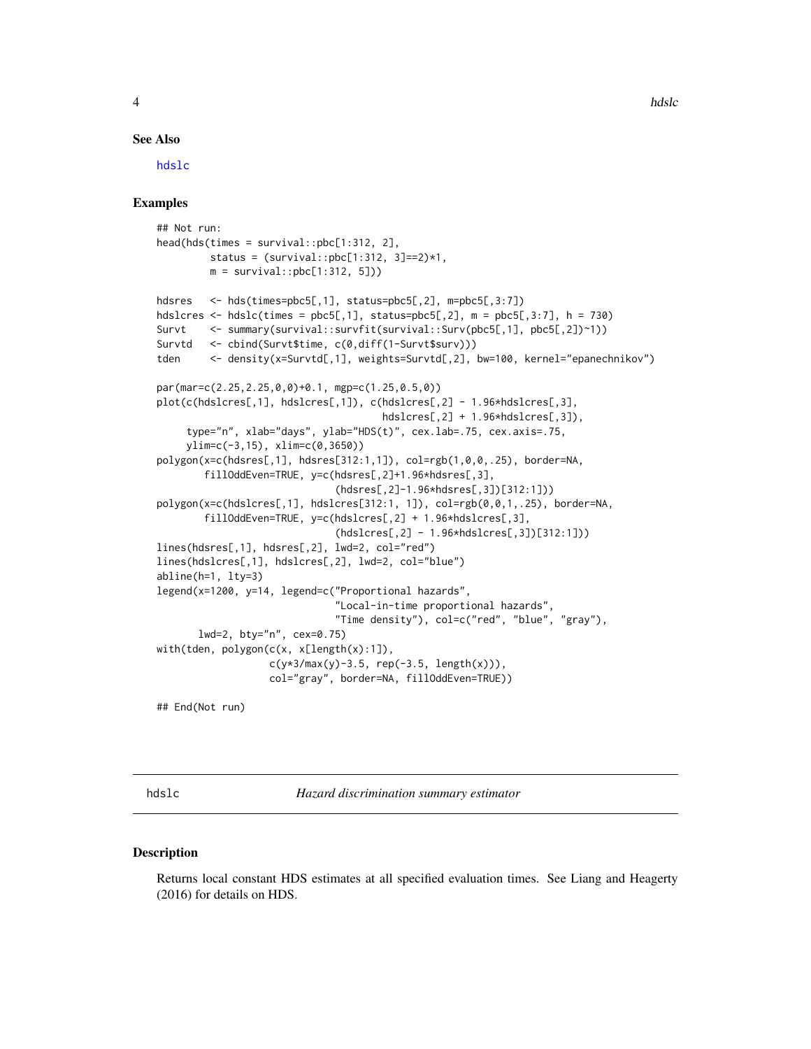## See Also

hdslc

## Examples

```
## Not run:
head(hds(times = survival::pbc[1:312, 2],
         status = (survival::pbc[1:312, 3]==2)*1,
         m = survival::pbc[1:312, 5]))

hdsres   <- hds(times=pbc5[,1], status=pbc5[,2], m=pbc5[,3:7])
hdslcres <- hdslc(times = pbc5[,1], status=pbc5[,2], m = pbc5[,3:7], h = 730)
Survt    <- summary(survival::survfit(survival::Surv(pbc5[,1], pbc5[,2])~1))
Survtd   <- cbind(Survt$time, c(0,diff(1-Survt$surv)))
tden     <- density(x=Survtd[,1], weights=Survtd[,2], bw=100, kernel="epanechnikov")

par(mar=c(2.25,2.25,0,0)+0.1, mgp=c(1.25,0.5,0))
plot(c(hdslcres[,1], hdslcres[,1]), c(hdslcres[,2] - 1.96*hdslcres[,3],
                                      hdslcres[,2] + 1.96*hdslcres[,3]),
     type="n", xlab="days", ylab="HDS(t)", cex.lab=.75, cex.axis=.75,
     ylim=c(-3,15), xlim=c(0,3650))
polygon(x=c(hdsres[,1], hdsres[312:1,1]), col=rgb(1,0,0,.25), border=NA,
        fillOddEven=TRUE, y=c(hdsres[,2]+1.96*hdsres[,3],
                              (hdsres[,2]-1.96*hdsres[,3])[312:1]))
polygon(x=c(hdslcres[,1], hdslcres[312:1, 1]), col=rgb(0,0,1,.25), border=NA,
        fillOddEven=TRUE, y=c(hdslcres[,2] + 1.96*hdslcres[,3],
                              (hdslcres[,2] - 1.96*hdslcres[,3])[312:1]))
lines(hdsres[,1], hdsres[,2], lwd=2, col="red")
lines(hdslcres[,1], hdslcres[,2], lwd=2, col="blue")
abline(h=1, lty=3)
legend(x=1200, y=14, legend=c("Proportional hazards",
                              "Local-in-time proportional hazards",
                              "Time density"), col=c("red", "blue", "gray"),
       lwd=2, bty="n", cex=0.75)
with(tden, polygon(c(x, x[length(x):1]),
                   c(y*3/max(y)-3.5, rep(-3.5, length(x))),
                   col="gray", border=NA, fillOddEven=TRUE))

## End(Not run)
```

---

# hdslc — *Hazard discrimination summary estimator*

## Description

Returns local constant HDS estimates at all specified evaluation times. See Liang and Heagerty (2016) for details on HDS.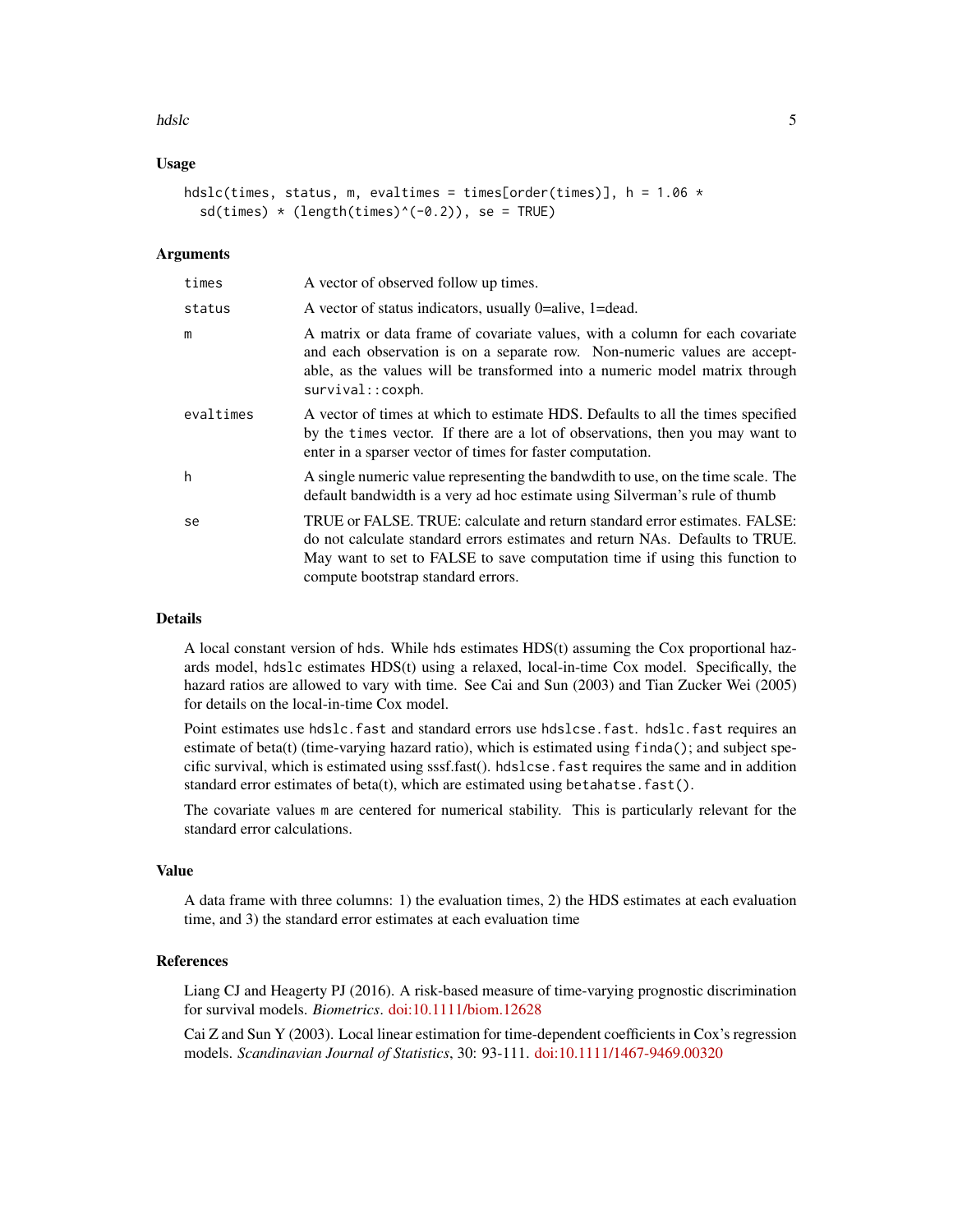### Usage

```
hdslc(times, status, m, evaltimes = times[order(times)], h = 1.06 *
  sd(times) * (length(times)^(-0.2)), se = TRUE)
```

### Arguments

| | |
|---|---|
| times | A vector of observed follow up times. |
| status | A vector of status indicators, usually 0=alive, 1=dead. |
| m | A matrix or data frame of covariate values, with a column for each covariate and each observation is on a separate row. Non-numeric values are acceptable, as the values will be transformed into a numeric model matrix through `survival::coxph`. |
| evaltimes | A vector of times at which to estimate HDS. Defaults to all the times specified by the `times` vector. If there are a lot of observations, then you may want to enter in a sparser vector of times for faster computation. |
| h | A single numeric value representing the bandwdith to use, on the time scale. The default bandwidth is a very ad hoc estimate using Silverman's rule of thumb |
| se | TRUE or FALSE. TRUE: calculate and return standard error estimates. FALSE: do not calculate standard errors estimates and return NAs. Defaults to TRUE. May want to set to FALSE to save computation time if using this function to compute bootstrap standard errors. |

### Details

A local constant version of `hds`. While `hds` estimates HDS(t) assuming the Cox proportional hazards model, `hdslc` estimates HDS(t) using a relaxed, local-in-time Cox model. Specifically, the hazard ratios are allowed to vary with time. See Cai and Sun (2003) and Tian Zucker Wei (2005) for details on the local-in-time Cox model.

Point estimates use `hdslc.fast` and standard errors use `hdslcse.fast`. `hdslc.fast` requires an estimate of beta(t) (time-varying hazard ratio), which is estimated using `finda()`; and subject specific survival, which is estimated using sssf.fast(). `hdslcse.fast` requires the same and in addition standard error estimates of beta(t), which are estimated using `betahatse.fast()`.

The covariate values `m` are centered for numerical stability. This is particularly relevant for the standard error calculations.

### Value

A data frame with three columns: 1) the evaluation times, 2) the HDS estimates at each evaluation time, and 3) the standard error estimates at each evaluation time

### References

Liang CJ and Heagerty PJ (2016). A risk-based measure of time-varying prognostic discrimination for survival models. *Biometrics*. doi:10.1111/biom.12628

Cai Z and Sun Y (2003). Local linear estimation for time-dependent coefficients in Cox's regression models. *Scandinavian Journal of Statistics*, 30: 93-111. doi:10.1111/1467-9469.00320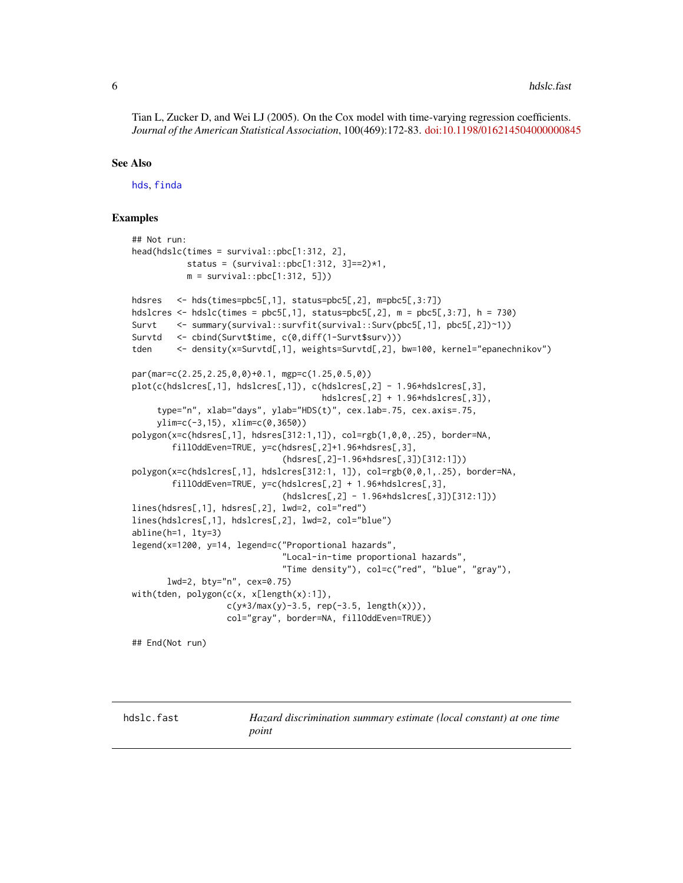Tian L, Zucker D, and Wei LJ (2005). On the Cox model with time-varying regression coefficients. *Journal of the American Statistical Association*, 100(469):172-83. doi:10.1198/016214504000000845

## See Also

hds, finda

## Examples

```
## Not run:
head(hdslc(times = survival::pbc[1:312, 2],
           status = (survival::pbc[1:312, 3]==2)*1,
           m = survival::pbc[1:312, 5]))

hdsres   <- hds(times=pbc5[,1], status=pbc5[,2], m=pbc5[,3:7])
hdslcres <- hdslc(times = pbc5[,1], status=pbc5[,2], m = pbc5[,3:7], h = 730)
Survt    <- summary(survival::survfit(survival::Surv(pbc5[,1], pbc5[,2])~1))
Survtd   <- cbind(Survt$time, c(0,diff(1-Survt$surv)))
tden     <- density(x=Survtd[,1], weights=Survtd[,2], bw=100, kernel="epanechnikov")

par(mar=c(2.25,2.25,0,0)+0.1, mgp=c(1.25,0.5,0))
plot(c(hdslcres[,1], hdslcres[,1]), c(hdslcres[,2] - 1.96*hdslcres[,3],
                                      hdslcres[,2] + 1.96*hdslcres[,3]),
     type="n", xlab="days", ylab="HDS(t)", cex.lab=.75, cex.axis=.75,
     ylim=c(-3,15), xlim=c(0,3650))
polygon(x=c(hdsres[,1], hdsres[312:1,1]), col=rgb(1,0,0,.25), border=NA,
        fillOddEven=TRUE, y=c(hdsres[,2]+1.96*hdsres[,3],
                              (hdsres[,2]-1.96*hdsres[,3])[312:1]))
polygon(x=c(hdslcres[,1], hdslcres[312:1, 1]), col=rgb(0,0,1,.25), border=NA,
        fillOddEven=TRUE, y=c(hdslcres[,2] + 1.96*hdslcres[,3],
                              (hdslcres[,2] - 1.96*hdslcres[,3])[312:1]))
lines(hdsres[,1], hdsres[,2], lwd=2, col="red")
lines(hdslcres[,1], hdslcres[,2], lwd=2, col="blue")
abline(h=1, lty=3)
legend(x=1200, y=14, legend=c("Proportional hazards",
                              "Local-in-time proportional hazards",
                              "Time density"), col=c("red", "blue", "gray"),
       lwd=2, bty="n", cex=0.75)
with(tden, polygon(c(x, x[length(x):1]),
                   c(y*3/max(y)-3.5, rep(-3.5, length(x))),
                   col="gray", border=NA, fillOddEven=TRUE))

## End(Not run)
```

---

hdslc.fast — *Hazard discrimination summary estimate (local constant) at one time point*

---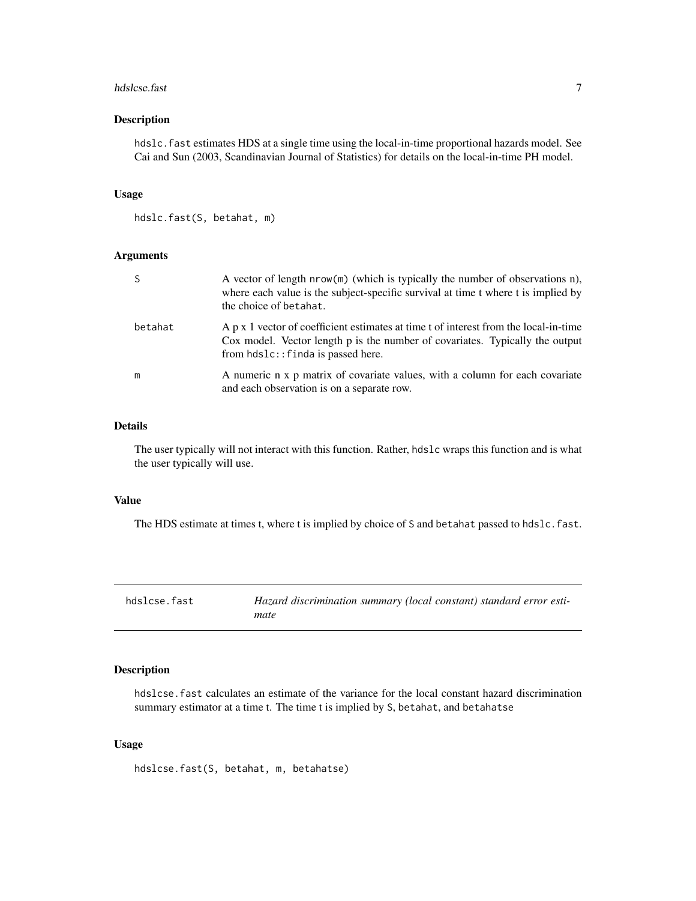## Description

`hdslc.fast` estimates HDS at a single time using the local-in-time proportional hazards model. See Cai and Sun (2003, Scandinavian Journal of Statistics) for details on the local-in-time PH model.

## Usage

```
hdslc.fast(S, betahat, m)
```

## Arguments

| | |
|---|---|
| `S` | A vector of length `nrow(m)` (which is typically the number of observations n), where each value is the subject-specific survival at time t where t is implied by the choice of `betahat`. |
| `betahat` | A p x 1 vector of coefficient estimates at time t of interest from the local-in-time Cox model. Vector length p is the number of covariates. Typically the output from `hdslc::finda` is passed here. |
| `m` | A numeric n x p matrix of covariate values, with a column for each covariate and each observation is on a separate row. |

## Details

The user typically will not interact with this function. Rather, `hdslc` wraps this function and is what the user typically will use.

## Value

The HDS estimate at times t, where t is implied by choice of `S` and `betahat` passed to `hdslc.fast`.

---

# hdslcse.fast — *Hazard discrimination summary (local constant) standard error estimate*

---

## Description

`hdslcse.fast` calculates an estimate of the variance for the local constant hazard discrimination summary estimator at a time t. The time t is implied by `S`, `betahat`, and `betahatse`

## Usage

```
hdslcse.fast(S, betahat, m, betahatse)
```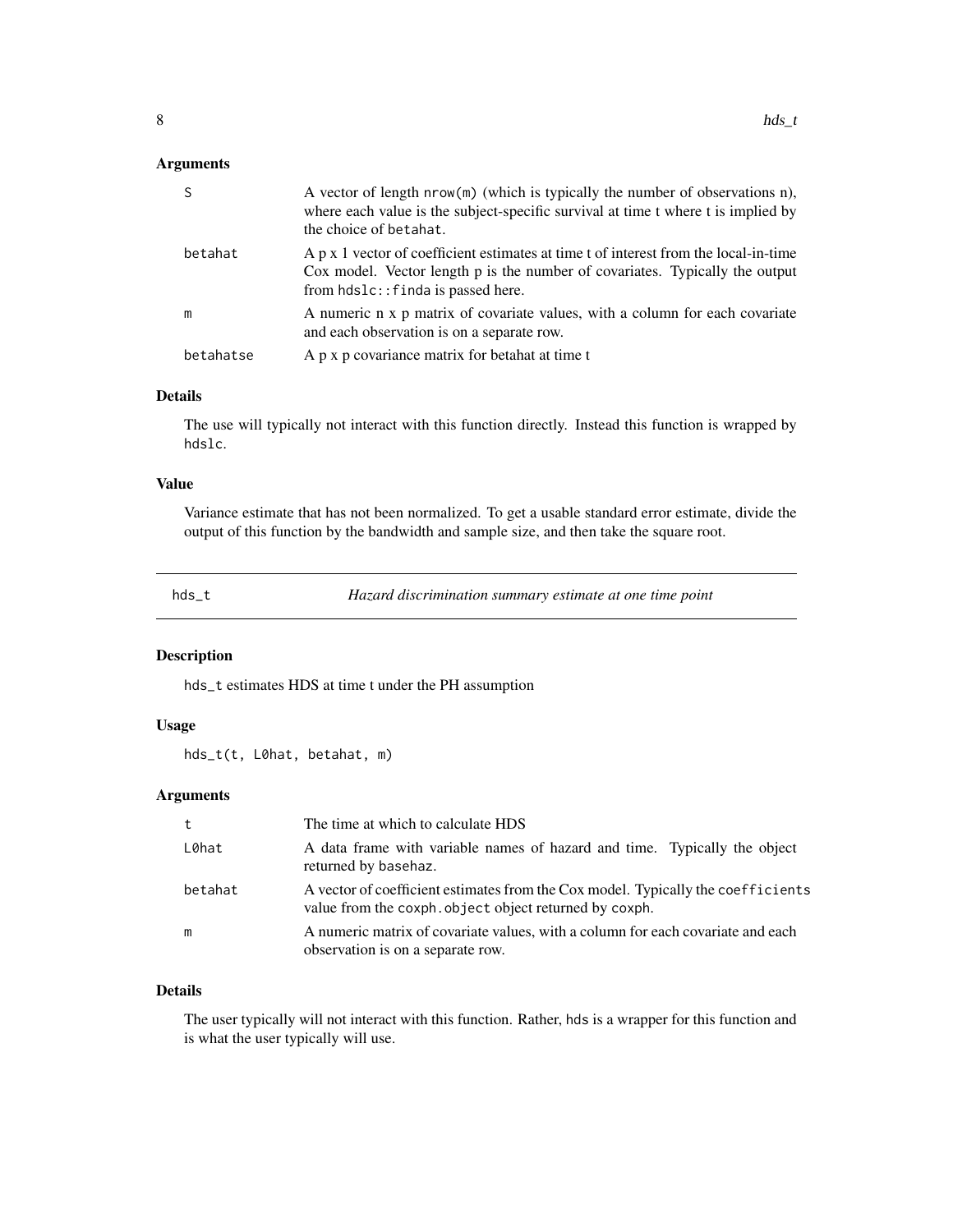### Arguments

| | |
|---|---|
| S | A vector of length `nrow(m)` (which is typically the number of observations n), where each value is the subject-specific survival at time t where t is implied by the choice of `betahat`. |
| betahat | A p x 1 vector of coefficient estimates at time t of interest from the local-in-time Cox model. Vector length p is the number of covariates. Typically the output from `hdslc::finda` is passed here. |
| m | A numeric n x p matrix of covariate values, with a column for each covariate and each observation is on a separate row. |
| betahatse | A p x p covariance matrix for betahat at time t |

### Details

The use will typically not interact with this function directly. Instead this function is wrapped by `hdslc`.

### Value

Variance estimate that has not been normalized. To get a usable standard error estimate, divide the output of this function by the bandwidth and sample size, and then take the square root.

## hds_t — *Hazard discrimination summary estimate at one time point*

### Description

`hds_t` estimates HDS at time t under the PH assumption

### Usage

```
hds_t(t, L0hat, betahat, m)
```

### Arguments

| | |
|---|---|
| t | The time at which to calculate HDS |
| L0hat | A data frame with variable names of hazard and time. Typically the object returned by `basehaz`. |
| betahat | A vector of coefficient estimates from the Cox model. Typically the `coefficients` value from the `coxph.object` object returned by `coxph`. |
| m | A numeric matrix of covariate values, with a column for each covariate and each observation is on a separate row. |

### Details

The user typically will not interact with this function. Rather, `hds` is a wrapper for this function and is what the user typically will use.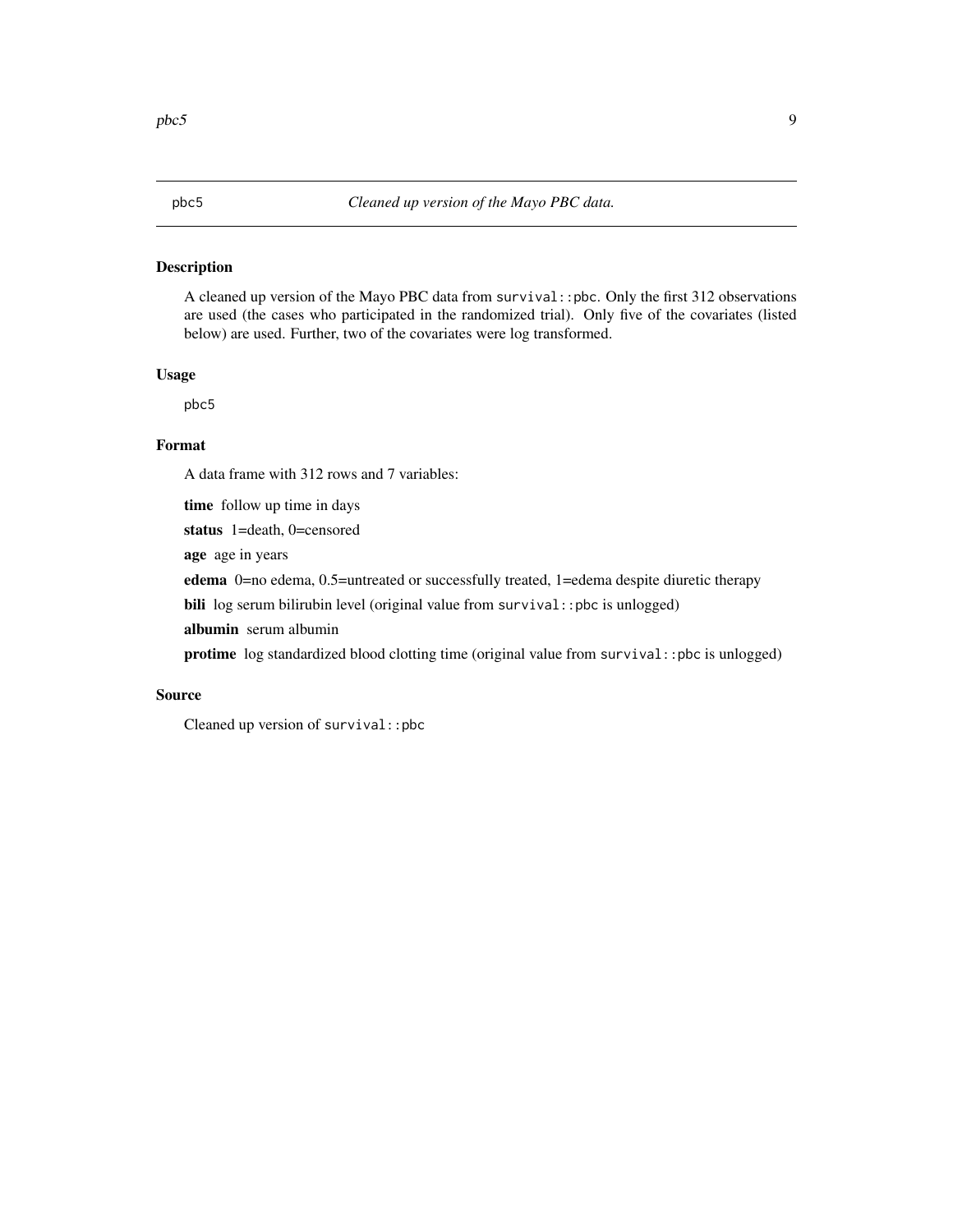`pbc5` *Cleaned up version of the Mayo PBC data.*

## Description

A cleaned up version of the Mayo PBC data from `survival::pbc`. Only the first 312 observations are used (the cases who participated in the randomized trial). Only five of the covariates (listed below) are used. Further, two of the covariates were log transformed.

## Usage

```
pbc5
```

## Format

A data frame with 312 rows and 7 variables:

**time** follow up time in days

**status** 1=death, 0=censored

**age** age in years

**edema** 0=no edema, 0.5=untreated or successfully treated, 1=edema despite diuretic therapy

**bili** log serum bilirubin level (original value from `survival::pbc` is unlogged)

**albumin** serum albumin

**protime** log standardized blood clotting time (original value from `survival::pbc` is unlogged)

## Source

Cleaned up version of `survival::pbc`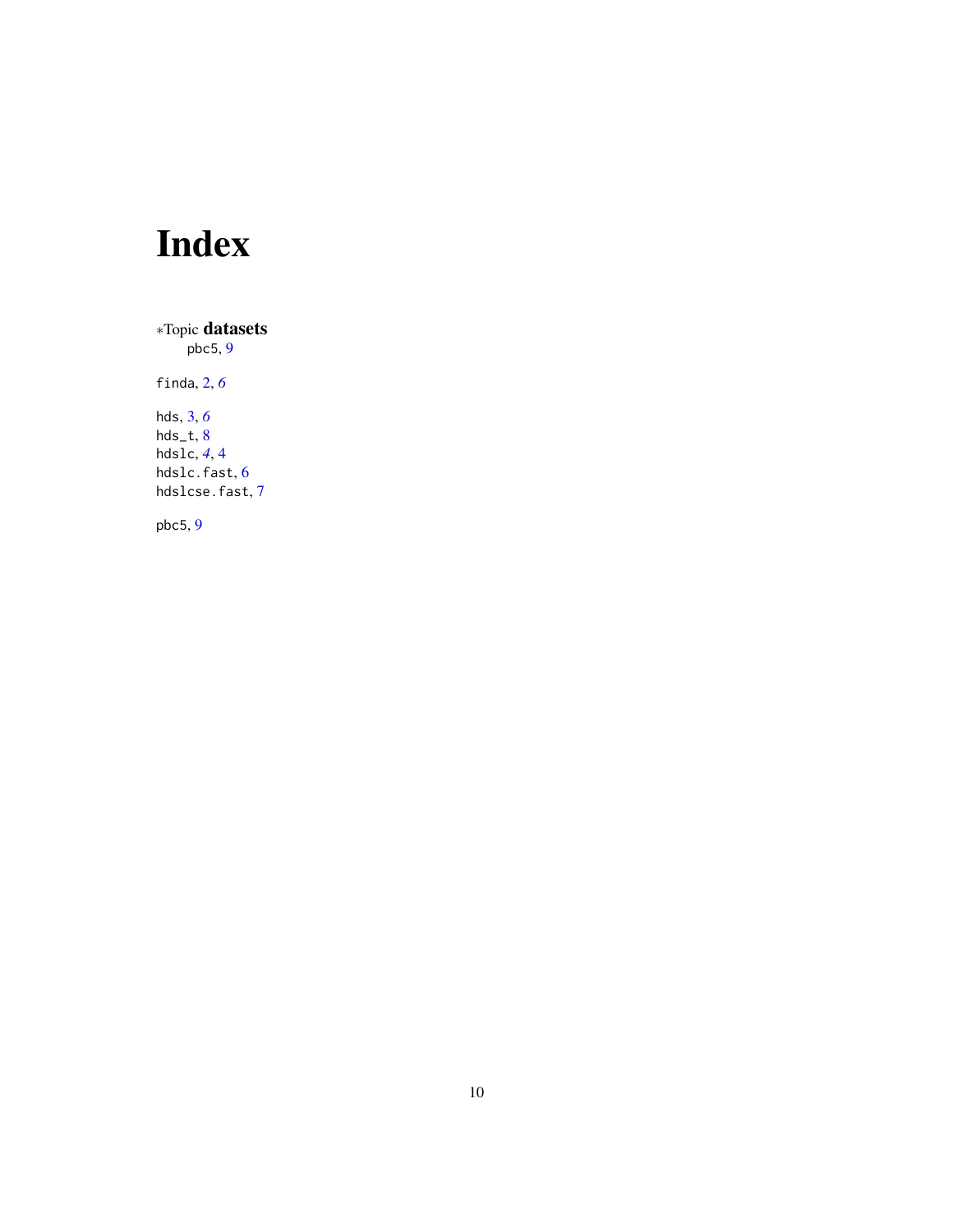# Index

∗Topic **datasets**

pbc5, 9

finda, 2, *6*

hds, 3, *6*
hds_t, 8
hdslc, *4*, 4
hdslc.fast, 6
hdslcse.fast, 7

pbc5, 9